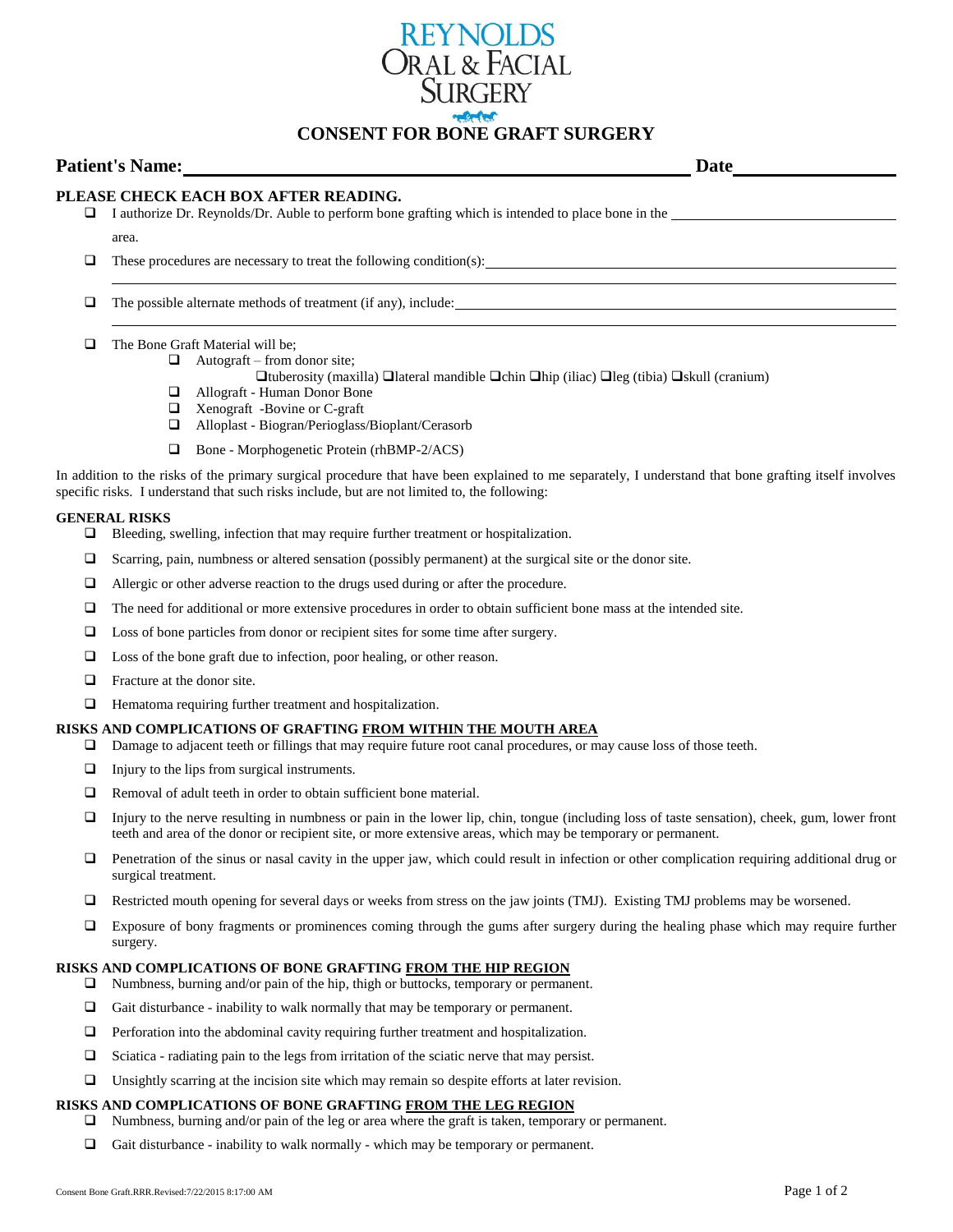# REYNOLDS ORAL & FACIAL SURGERY

## CONSENT FOR BONE GRAFT SURGERY

**Patient's Name:** ______________________________ **Date** ______________

**PLEASE CHECK EACH BOX AFTER READING.**

- ❑ I authorize Dr. Reynolds/Dr. Auble to perform bone grafting which is intended to place bone in the ______________________ area.
- ❑ These procedures are necessary to treat the following condition(s): ______________________
- ❑ The possible alternate methods of treatment (if any), include: ______________________
- ❑ The Bone Graft Material will be;
  - ❑ Autograft – from donor site;
    ❑tuberosity (maxilla) ❑lateral mandible ❑chin ❑hip (iliac) ❑leg (tibia) ❑skull (cranium)
  - ❑ Allograft - Human Donor Bone
  - ❑ Xenograft -Bovine or C-graft
  - ❑ Alloplast - Biogran/Perioglass/Bioplant/Cerasorb
  - ❑ Bone - Morphogenetic Protein (rhBMP-2/ACS)

In addition to the risks of the primary surgical procedure that have been explained to me separately, I understand that bone grafting itself involves specific risks. I understand that such risks include, but are not limited to, the following:

**GENERAL RISKS**

- ❑ Bleeding, swelling, infection that may require further treatment or hospitalization.
- ❑ Scarring, pain, numbness or altered sensation (possibly permanent) at the surgical site or the donor site.
- ❑ Allergic or other adverse reaction to the drugs used during or after the procedure.
- ❑ The need for additional or more extensive procedures in order to obtain sufficient bone mass at the intended site.
- ❑ Loss of bone particles from donor or recipient sites for some time after surgery.
- ❑ Loss of the bone graft due to infection, poor healing, or other reason.
- ❑ Fracture at the donor site.
- ❑ Hematoma requiring further treatment and hospitalization.

**RISKS AND COMPLICATIONS OF GRAFTING <u>FROM WITHIN THE MOUTH AREA</u>**

- ❑ Damage to adjacent teeth or fillings that may require future root canal procedures, or may cause loss of those teeth.
- ❑ Injury to the lips from surgical instruments.
- ❑ Removal of adult teeth in order to obtain sufficient bone material.
- ❑ Injury to the nerve resulting in numbness or pain in the lower lip, chin, tongue (including loss of taste sensation), cheek, gum, lower front teeth and area of the donor or recipient site, or more extensive areas, which may be temporary or permanent.
- ❑ Penetration of the sinus or nasal cavity in the upper jaw, which could result in infection or other complication requiring additional drug or surgical treatment.
- ❑ Restricted mouth opening for several days or weeks from stress on the jaw joints (TMJ). Existing TMJ problems may be worsened.
- ❑ Exposure of bony fragments or prominences coming through the gums after surgery during the healing phase which may require further surgery.

**RISKS AND COMPLICATIONS OF BONE GRAFTING <u>FROM THE HIP REGION</u>**

- ❑ Numbness, burning and/or pain of the hip, thigh or buttocks, temporary or permanent.
- ❑ Gait disturbance - inability to walk normally that may be temporary or permanent.
- ❑ Perforation into the abdominal cavity requiring further treatment and hospitalization.
- ❑ Sciatica - radiating pain to the legs from irritation of the sciatic nerve that may persist.
- ❑ Unsightly scarring at the incision site which may remain so despite efforts at later revision.

**RISKS AND COMPLICATIONS OF BONE GRAFTING <u>FROM THE LEG REGION</u>**

- ❑ Numbness, burning and/or pain of the leg or area where the graft is taken, temporary or permanent.
- ❑ Gait disturbance - inability to walk normally - which may be temporary or permanent.

Consent Bone Graft.RRR.Revised:7/22/2015 8:17:00 AM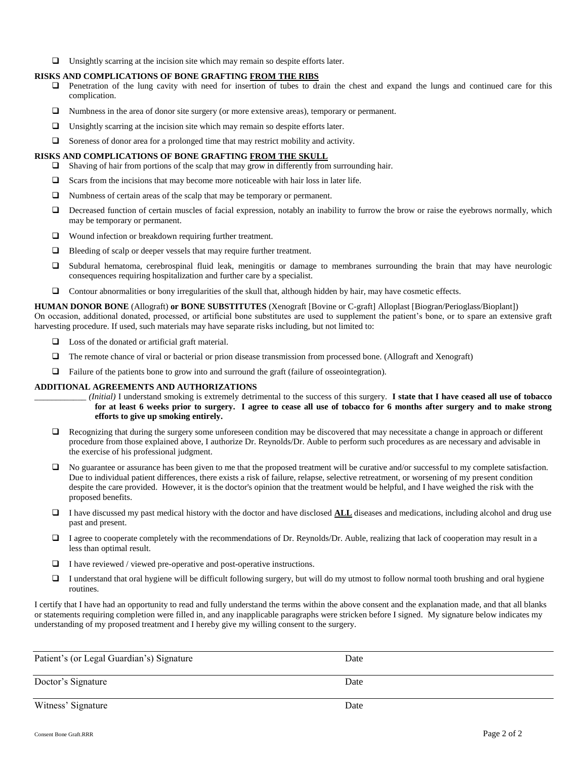- ❑ Unsightly scarring at the incision site which may remain so despite efforts later.

**RISKS AND COMPLICATIONS OF BONE GRAFTING FROM THE RIBS**

- ❑ Penetration of the lung cavity with need for insertion of tubes to drain the chest and expand the lungs and continued care for this complication.
- ❑ Numbness in the area of donor site surgery (or more extensive areas), temporary or permanent.
- ❑ Unsightly scarring at the incision site which may remain so despite efforts later.
- ❑ Soreness of donor area for a prolonged time that may restrict mobility and activity.

**RISKS AND COMPLICATIONS OF BONE GRAFTING FROM THE SKULL**

- ❑ Shaving of hair from portions of the scalp that may grow in differently from surrounding hair.
- ❑ Scars from the incisions that may become more noticeable with hair loss in later life.
- ❑ Numbness of certain areas of the scalp that may be temporary or permanent.
- ❑ Decreased function of certain muscles of facial expression, notably an inability to furrow the brow or raise the eyebrows normally, which may be temporary or permanent.
- ❑ Wound infection or breakdown requiring further treatment.
- ❑ Bleeding of scalp or deeper vessels that may require further treatment.
- ❑ Subdural hematoma, cerebrospinal fluid leak, meningitis or damage to membranes surrounding the brain that may have neurologic consequences requiring hospitalization and further care by a specialist.
- ❑ Contour abnormalities or bony irregularities of the skull that, although hidden by hair, may have cosmetic effects.

**HUMAN DONOR BONE** (Allograft) **or BONE SUBSTITUTES** (Xenograft [Bovine or C-graft] Alloplast [Biogran/Perioglass/Bioplant])
On occasion, additional donated, processed, or artificial bone substitutes are used to supplement the patient's bone, or to spare an extensive graft harvesting procedure. If used, such materials may have separate risks including, but not limited to:

- ❑ Loss of the donated or artificial graft material.
- ❑ The remote chance of viral or bacterial or prion disease transmission from processed bone. (Allograft and Xenograft)
- ❑ Failure of the patients bone to grow into and surround the graft (failure of osseointegration).

**ADDITIONAL AGREEMENTS AND AUTHORIZATIONS**

____________ *(Initial)* I understand smoking is extremely detrimental to the success of this surgery. **I state that I have ceased all use of tobacco for at least 6 weeks prior to surgery. I agree to cease all use of tobacco for 6 months after surgery and to make strong efforts to give up smoking entirely.**

- ❑ Recognizing that during the surgery some unforeseen condition may be discovered that may necessitate a change in approach or different procedure from those explained above, I authorize Dr. Reynolds/Dr. Auble to perform such procedures as are necessary and advisable in the exercise of his professional judgment.
- ❑ No guarantee or assurance has been given to me that the proposed treatment will be curative and/or successful to my complete satisfaction. Due to individual patient differences, there exists a risk of failure, relapse, selective retreatment, or worsening of my present condition despite the care provided. However, it is the doctor's opinion that the treatment would be helpful, and I have weighed the risk with the proposed benefits.
- ❑ I have discussed my past medical history with the doctor and have disclosed **ALL** diseases and medications, including alcohol and drug use past and present.
- ❑ I agree to cooperate completely with the recommendations of Dr. Reynolds/Dr. Auble, realizing that lack of cooperation may result in a less than optimal result.
- ❑ I have reviewed / viewed pre-operative and post-operative instructions.
- ❑ I understand that oral hygiene will be difficult following surgery, but will do my utmost to follow normal tooth brushing and oral hygiene routines.

I certify that I have had an opportunity to read and fully understand the terms within the above consent and the explanation made, and that all blanks or statements requiring completion were filled in, and any inapplicable paragraphs were stricken before I signed. My signature below indicates my understanding of my proposed treatment and I hereby give my willing consent to the surgery.

______________________________________________________________________
Patient's (or Legal Guardian's) Signature Date

______________________________________________________________________
Doctor's Signature Date

______________________________________________________________________
Witness' Signature Date

Consent Bone Graft.RRR